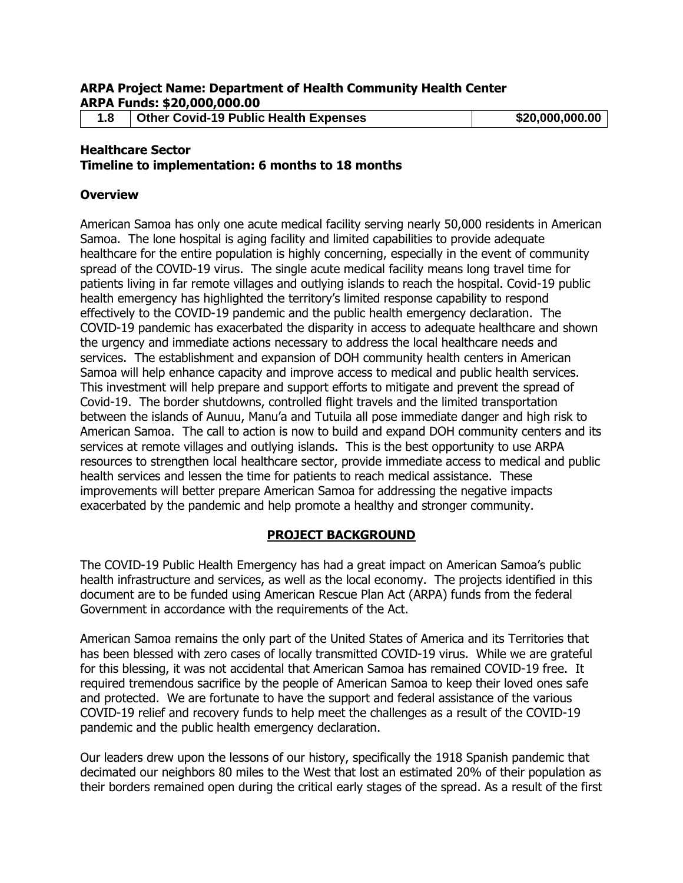**ARPA Project Name: Department of Health Community Health Center**
**ARPA Funds: $20,000,000.00**

| 1.8 | Other Covid-19 Public Health Expenses | $20,000,000.00 |
|---|---|---|

**Healthcare Sector**
**Timeline to implementation: 6 months to 18 months**

### Overview

American Samoa has only one acute medical facility serving nearly 50,000 residents in American Samoa. The lone hospital is aging facility and limited capabilities to provide adequate healthcare for the entire population is highly concerning, especially in the event of community spread of the COVID-19 virus. The single acute medical facility means long travel time for patients living in far remote villages and outlying islands to reach the hospital. Covid-19 public health emergency has highlighted the territory's limited response capability to respond effectively to the COVID-19 pandemic and the public health emergency declaration. The COVID-19 pandemic has exacerbated the disparity in access to adequate healthcare and shown the urgency and immediate actions necessary to address the local healthcare needs and services. The establishment and expansion of DOH community health centers in American Samoa will help enhance capacity and improve access to medical and public health services. This investment will help prepare and support efforts to mitigate and prevent the spread of Covid-19. The border shutdowns, controlled flight travels and the limited transportation between the islands of Aunuu, Manu'a and Tutuila all pose immediate danger and high risk to American Samoa. The call to action is now to build and expand DOH community centers and its services at remote villages and outlying islands. This is the best opportunity to use ARPA resources to strengthen local healthcare sector, provide immediate access to medical and public health services and lessen the time for patients to reach medical assistance. These improvements will better prepare American Samoa for addressing the negative impacts exacerbated by the pandemic and help promote a healthy and stronger community.

## PROJECT BACKGROUND

The COVID-19 Public Health Emergency has had a great impact on American Samoa's public health infrastructure and services, as well as the local economy. The projects identified in this document are to be funded using American Rescue Plan Act (ARPA) funds from the federal Government in accordance with the requirements of the Act.

American Samoa remains the only part of the United States of America and its Territories that has been blessed with zero cases of locally transmitted COVID-19 virus. While we are grateful for this blessing, it was not accidental that American Samoa has remained COVID-19 free. It required tremendous sacrifice by the people of American Samoa to keep their loved ones safe and protected. We are fortunate to have the support and federal assistance of the various COVID-19 relief and recovery funds to help meet the challenges as a result of the COVID-19 pandemic and the public health emergency declaration.

Our leaders drew upon the lessons of our history, specifically the 1918 Spanish pandemic that decimated our neighbors 80 miles to the West that lost an estimated 20% of their population as their borders remained open during the critical early stages of the spread. As a result of the first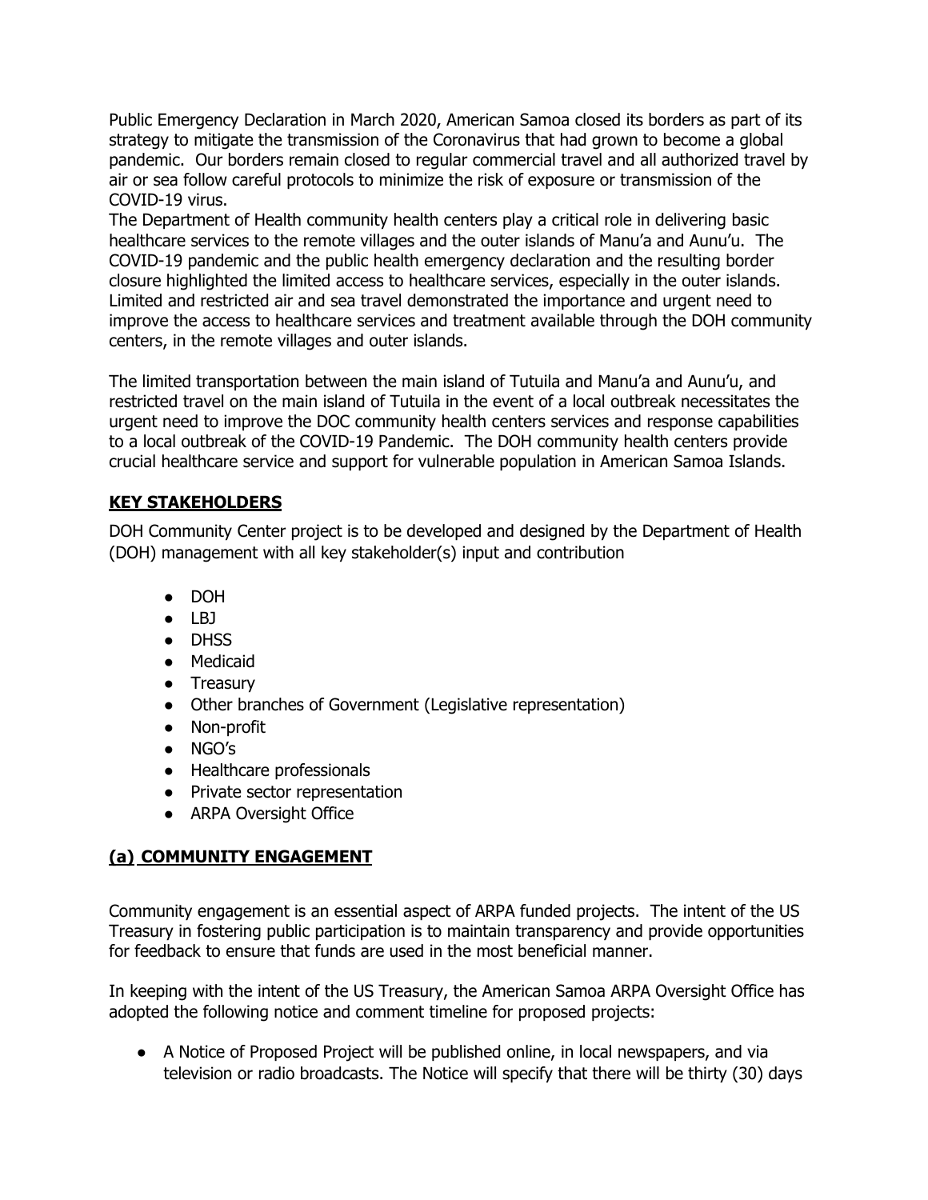Public Emergency Declaration in March 2020, American Samoa closed its borders as part of its strategy to mitigate the transmission of the Coronavirus that had grown to become a global pandemic. Our borders remain closed to regular commercial travel and all authorized travel by air or sea follow careful protocols to minimize the risk of exposure or transmission of the COVID-19 virus.

The Department of Health community health centers play a critical role in delivering basic healthcare services to the remote villages and the outer islands of Manu'a and Aunu'u. The COVID-19 pandemic and the public health emergency declaration and the resulting border closure highlighted the limited access to healthcare services, especially in the outer islands. Limited and restricted air and sea travel demonstrated the importance and urgent need to improve the access to healthcare services and treatment available through the DOH community centers, in the remote villages and outer islands.

The limited transportation between the main island of Tutuila and Manu'a and Aunu'u, and restricted travel on the main island of Tutuila in the event of a local outbreak necessitates the urgent need to improve the DOC community health centers services and response capabilities to a local outbreak of the COVID-19 Pandemic. The DOH community health centers provide crucial healthcare service and support for vulnerable population in American Samoa Islands.

## KEY STAKEHOLDERS

DOH Community Center project is to be developed and designed by the Department of Health (DOH) management with all key stakeholder(s) input and contribution

- DOH
- LBJ
- DHSS
- Medicaid
- Treasury
- Other branches of Government (Legislative representation)
- Non-profit
- NGO's
- Healthcare professionals
- Private sector representation
- ARPA Oversight Office

## (a) COMMUNITY ENGAGEMENT

Community engagement is an essential aspect of ARPA funded projects. The intent of the US Treasury in fostering public participation is to maintain transparency and provide opportunities for feedback to ensure that funds are used in the most beneficial manner.

In keeping with the intent of the US Treasury, the American Samoa ARPA Oversight Office has adopted the following notice and comment timeline for proposed projects:

- A Notice of Proposed Project will be published online, in local newspapers, and via television or radio broadcasts. The Notice will specify that there will be thirty (30) days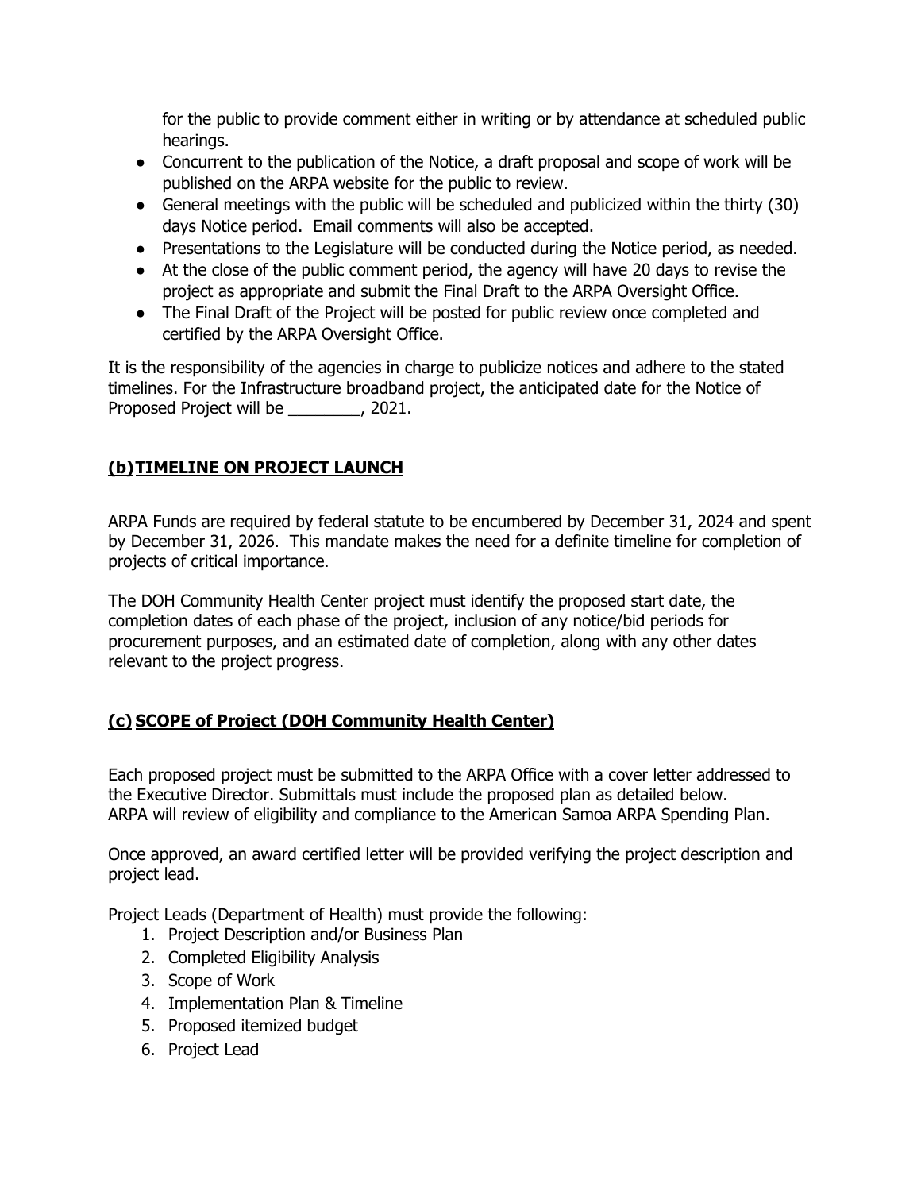for the public to provide comment either in writing or by attendance at scheduled public hearings.

- Concurrent to the publication of the Notice, a draft proposal and scope of work will be published on the ARPA website for the public to review.
- General meetings with the public will be scheduled and publicized within the thirty (30) days Notice period. Email comments will also be accepted.
- Presentations to the Legislature will be conducted during the Notice period, as needed.
- At the close of the public comment period, the agency will have 20 days to revise the project as appropriate and submit the Final Draft to the ARPA Oversight Office.
- The Final Draft of the Project will be posted for public review once completed and certified by the ARPA Oversight Office.

It is the responsibility of the agencies in charge to publicize notices and adhere to the stated timelines. For the Infrastructure broadband project, the anticipated date for the Notice of Proposed Project will be ________, 2021.

## (b) TIMELINE ON PROJECT LAUNCH

ARPA Funds are required by federal statute to be encumbered by December 31, 2024 and spent by December 31, 2026. This mandate makes the need for a definite timeline for completion of projects of critical importance.

The DOH Community Health Center project must identify the proposed start date, the completion dates of each phase of the project, inclusion of any notice/bid periods for procurement purposes, and an estimated date of completion, along with any other dates relevant to the project progress.

## (c) SCOPE of Project (DOH Community Health Center)

Each proposed project must be submitted to the ARPA Office with a cover letter addressed to the Executive Director. Submittals must include the proposed plan as detailed below. ARPA will review of eligibility and compliance to the American Samoa ARPA Spending Plan.

Once approved, an award certified letter will be provided verifying the project description and project lead.

Project Leads (Department of Health) must provide the following:

1. Project Description and/or Business Plan
2. Completed Eligibility Analysis
3. Scope of Work
4. Implementation Plan & Timeline
5. Proposed itemized budget
6. Project Lead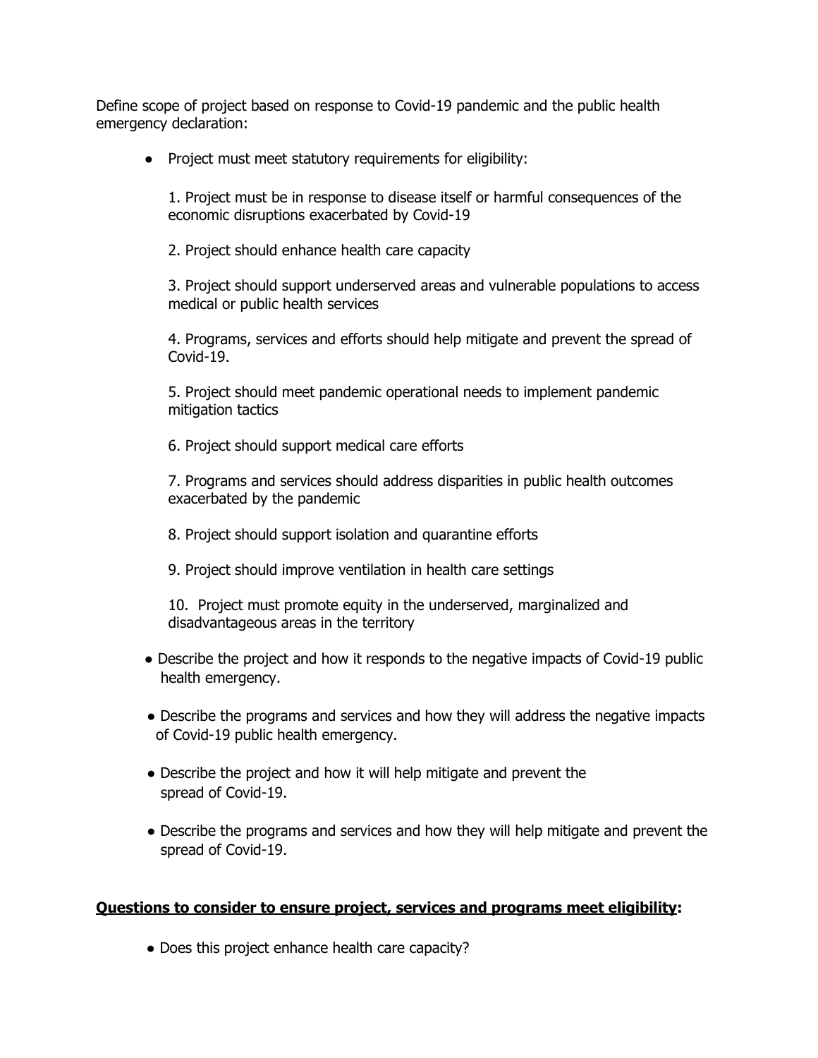Define scope of project based on response to Covid-19 pandemic and the public health emergency declaration:

- Project must meet statutory requirements for eligibility:

  1. Project must be in response to disease itself or harmful consequences of the economic disruptions exacerbated by Covid-19

  2. Project should enhance health care capacity

  3. Project should support underserved areas and vulnerable populations to access medical or public health services

  4. Programs, services and efforts should help mitigate and prevent the spread of Covid-19.

  5. Project should meet pandemic operational needs to implement pandemic mitigation tactics

  6. Project should support medical care efforts

  7. Programs and services should address disparities in public health outcomes exacerbated by the pandemic

  8. Project should support isolation and quarantine efforts

  9. Project should improve ventilation in health care settings

  10. Project must promote equity in the underserved, marginalized and disadvantageous areas in the territory

- Describe the project and how it responds to the negative impacts of Covid-19 public health emergency.

- Describe the programs and services and how they will address the negative impacts of Covid-19 public health emergency.

- Describe the project and how it will help mitigate and prevent the spread of Covid-19.

- Describe the programs and services and how they will help mitigate and prevent the spread of Covid-19.

**<u>Questions to consider to ensure project, services and programs meet eligibility</u>:**

- Does this project enhance health care capacity?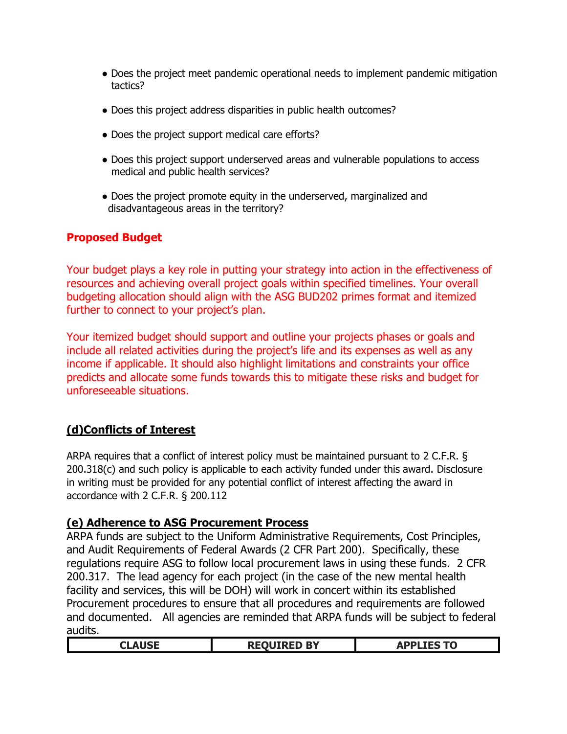- Does the project meet pandemic operational needs to implement pandemic mitigation tactics?
- Does this project address disparities in public health outcomes?
- Does the project support medical care efforts?
- Does this project support underserved areas and vulnerable populations to access medical and public health services?
- Does the project promote equity in the underserved, marginalized and disadvantageous areas in the territory?

## Proposed Budget

Your budget plays a key role in putting your strategy into action in the effectiveness of resources and achieving overall project goals within specified timelines. Your overall budgeting allocation should align with the ASG BUD202 primes format and itemized further to connect to your project's plan.

Your itemized budget should support and outline your projects phases or goals and include all related activities during the project's life and its expenses as well as any income if applicable. It should also highlight limitations and constraints your office predicts and allocate some funds towards this to mitigate these risks and budget for unforeseeable situations.

## (d)Conflicts of Interest

ARPA requires that a conflict of interest policy must be maintained pursuant to 2 C.F.R. § 200.318(c) and such policy is applicable to each activity funded under this award. Disclosure in writing must be provided for any potential conflict of interest affecting the award in accordance with 2 C.F.R. § 200.112

## (e) Adherence to ASG Procurement Process

ARPA funds are subject to the Uniform Administrative Requirements, Cost Principles, and Audit Requirements of Federal Awards (2 CFR Part 200). Specifically, these regulations require ASG to follow local procurement laws in using these funds. 2 CFR 200.317. The lead agency for each project (in the case of the new mental health facility and services, this will be DOH) will work in concert within its established Procurement procedures to ensure that all procedures and requirements are followed and documented. All agencies are reminded that ARPA funds will be subject to federal audits.

| CLAUSE | REQUIRED BY | APPLIES TO |
|---|---|---|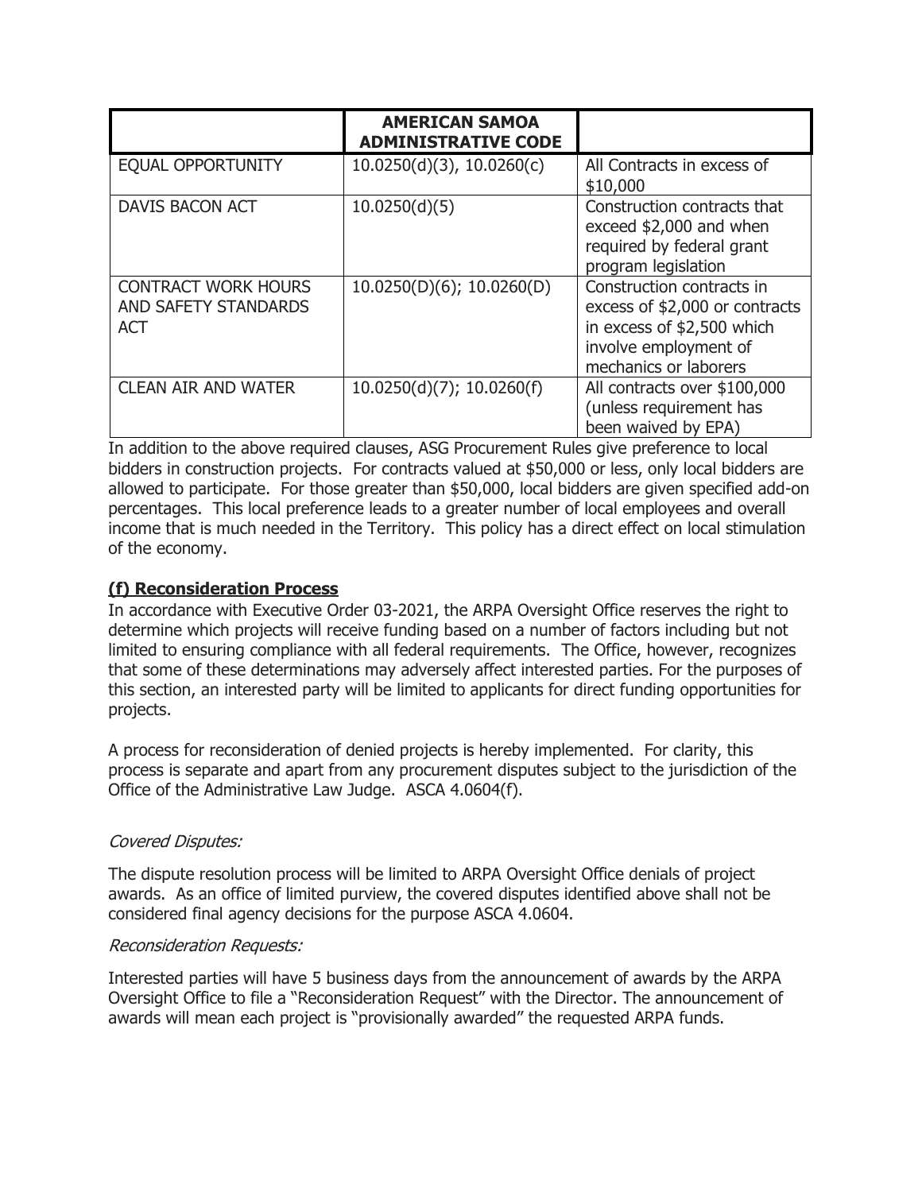| | **AMERICAN SAMOA ADMINISTRATIVE CODE** | |
|---|---|---|
| EQUAL OPPORTUNITY | 10.0250(d)(3), 10.0260(c) | All Contracts in excess of $10,000 |
| DAVIS BACON ACT | 10.0250(d)(5) | Construction contracts that exceed $2,000 and when required by federal grant program legislation |
| CONTRACT WORK HOURS AND SAFETY STANDARDS ACT | 10.0250(D)(6); 10.0260(D) | Construction contracts in excess of $2,000 or contracts in excess of $2,500 which involve employment of mechanics or laborers |
| CLEAN AIR AND WATER | 10.0250(d)(7); 10.0260(f) | All contracts over $100,000 (unless requirement has been waived by EPA) |

In addition to the above required clauses, ASG Procurement Rules give preference to local bidders in construction projects. For contracts valued at $50,000 or less, only local bidders are allowed to participate. For those greater than $50,000, local bidders are given specified add-on percentages. This local preference leads to a greater number of local employees and overall income that is much needed in the Territory. This policy has a direct effect on local stimulation of the economy.

### (f) Reconsideration Process

In accordance with Executive Order 03-2021, the ARPA Oversight Office reserves the right to determine which projects will receive funding based on a number of factors including but not limited to ensuring compliance with all federal requirements. The Office, however, recognizes that some of these determinations may adversely affect interested parties. For the purposes of this section, an interested party will be limited to applicants for direct funding opportunities for projects.

A process for reconsideration of denied projects is hereby implemented. For clarity, this process is separate and apart from any procurement disputes subject to the jurisdiction of the Office of the Administrative Law Judge. ASCA 4.0604(f).

*Covered Disputes:*

The dispute resolution process will be limited to ARPA Oversight Office denials of project awards. As an office of limited purview, the covered disputes identified above shall not be considered final agency decisions for the purpose ASCA 4.0604.

*Reconsideration Requests:*

Interested parties will have 5 business days from the announcement of awards by the ARPA Oversight Office to file a "Reconsideration Request" with the Director. The announcement of awards will mean each project is "provisionally awarded" the requested ARPA funds.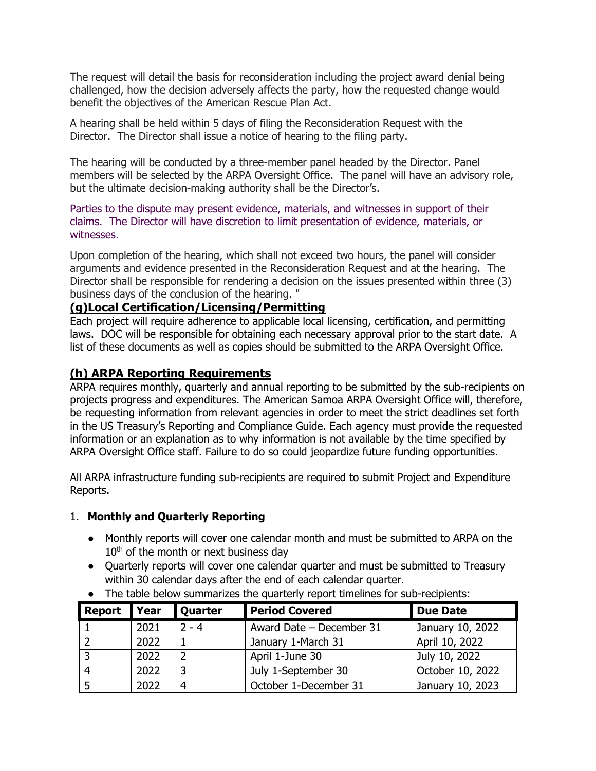The request will detail the basis for reconsideration including the project award denial being challenged, how the decision adversely affects the party, how the requested change would benefit the objectives of the American Rescue Plan Act.

A hearing shall be held within 5 days of filing the Reconsideration Request with the Director. The Director shall issue a notice of hearing to the filing party.

The hearing will be conducted by a three-member panel headed by the Director. Panel members will be selected by the ARPA Oversight Office. The panel will have an advisory role, but the ultimate decision-making authority shall be the Director's.

Parties to the dispute may present evidence, materials, and witnesses in support of their claims. The Director will have discretion to limit presentation of evidence, materials, or witnesses.

Upon completion of the hearing, which shall not exceed two hours, the panel will consider arguments and evidence presented in the Reconsideration Request and at the hearing. The Director shall be responsible for rendering a decision on the issues presented within three (3) business days of the conclusion of the hearing. "

## (g)Local Certification/Licensing/Permitting

Each project will require adherence to applicable local licensing, certification, and permitting laws. DOC will be responsible for obtaining each necessary approval prior to the start date. A list of these documents as well as copies should be submitted to the ARPA Oversight Office.

## (h) ARPA Reporting Requirements

ARPA requires monthly, quarterly and annual reporting to be submitted by the sub-recipients on projects progress and expenditures. The American Samoa ARPA Oversight Office will, therefore, be requesting information from relevant agencies in order to meet the strict deadlines set forth in the US Treasury's Reporting and Compliance Guide. Each agency must provide the requested information or an explanation as to why information is not available by the time specified by ARPA Oversight Office staff. Failure to do so could jeopardize future funding opportunities.

All ARPA infrastructure funding sub-recipients are required to submit Project and Expenditure Reports.

1. **Monthly and Quarterly Reporting**

- Monthly reports will cover one calendar month and must be submitted to ARPA on the 10th of the month or next business day
- Quarterly reports will cover one calendar quarter and must be submitted to Treasury within 30 calendar days after the end of each calendar quarter.
- The table below summarizes the quarterly report timelines for sub-recipients:

| Report | Year | Quarter | Period Covered | Due Date |
|---|---|---|---|---|
| 1 | 2021 | 2 - 4 | Award Date – December 31 | January 10, 2022 |
| 2 | 2022 | 1 | January 1-March 31 | April 10, 2022 |
| 3 | 2022 | 2 | April 1-June 30 | July 10, 2022 |
| 4 | 2022 | 3 | July 1-September 30 | October 10, 2022 |
| 5 | 2022 | 4 | October 1-December 31 | January 10, 2023 |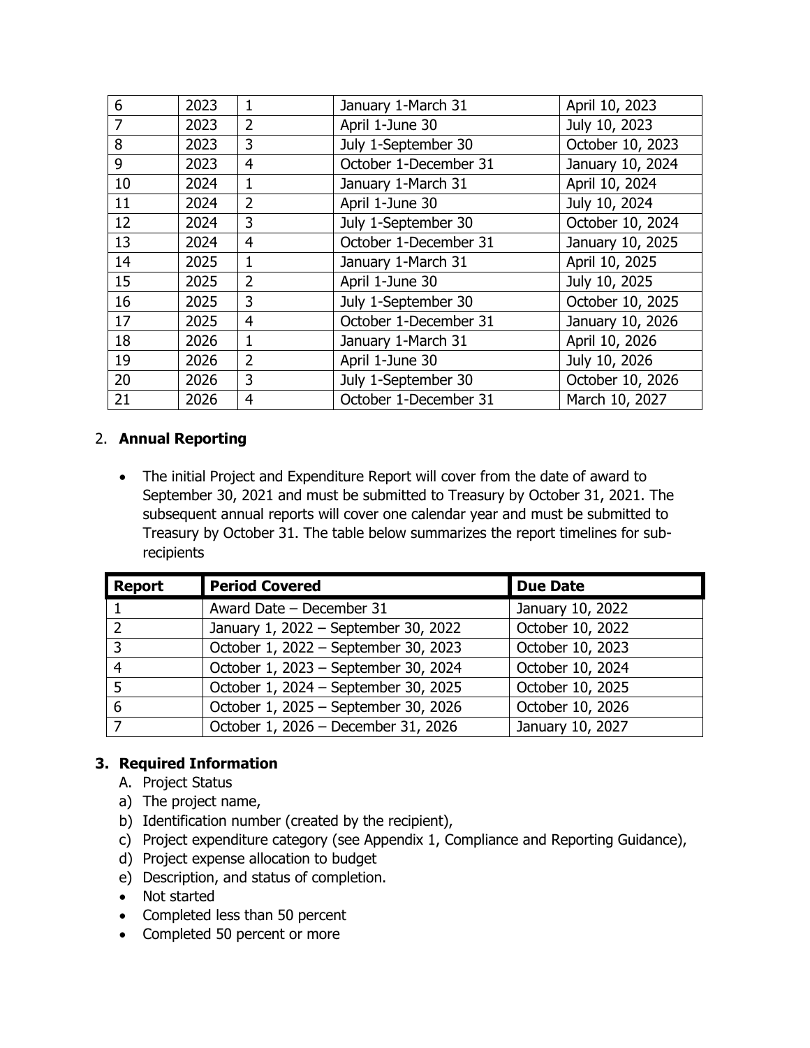| | | | | |
|---|---|---|---|---|
| 6 | 2023 | 1 | January 1-March 31 | April 10, 2023 |
| 7 | 2023 | 2 | April 1-June 30 | July 10, 2023 |
| 8 | 2023 | 3 | July 1-September 30 | October 10, 2023 |
| 9 | 2023 | 4 | October 1-December 31 | January 10, 2024 |
| 10 | 2024 | 1 | January 1-March 31 | April 10, 2024 |
| 11 | 2024 | 2 | April 1-June 30 | July 10, 2024 |
| 12 | 2024 | 3 | July 1-September 30 | October 10, 2024 |
| 13 | 2024 | 4 | October 1-December 31 | January 10, 2025 |
| 14 | 2025 | 1 | January 1-March 31 | April 10, 2025 |
| 15 | 2025 | 2 | April 1-June 30 | July 10, 2025 |
| 16 | 2025 | 3 | July 1-September 30 | October 10, 2025 |
| 17 | 2025 | 4 | October 1-December 31 | January 10, 2026 |
| 18 | 2026 | 1 | January 1-March 31 | April 10, 2026 |
| 19 | 2026 | 2 | April 1-June 30 | July 10, 2026 |
| 20 | 2026 | 3 | July 1-September 30 | October 10, 2026 |
| 21 | 2026 | 4 | October 1-December 31 | March 10, 2027 |

2. **Annual Reporting**

- The initial Project and Expenditure Report will cover from the date of award to September 30, 2021 and must be submitted to Treasury by October 31, 2021. The subsequent annual reports will cover one calendar year and must be submitted to Treasury by October 31. The table below summarizes the report timelines for sub-recipients

| Report | Period Covered | Due Date |
|---|---|---|
| 1 | Award Date – December 31 | January 10, 2022 |
| 2 | January 1, 2022 – September 30, 2022 | October 10, 2022 |
| 3 | October 1, 2022 – September 30, 2023 | October 10, 2023 |
| 4 | October 1, 2023 – September 30, 2024 | October 10, 2024 |
| 5 | October 1, 2024 – September 30, 2025 | October 10, 2025 |
| 6 | October 1, 2025 – September 30, 2026 | October 10, 2026 |
| 7 | October 1, 2026 – December 31, 2026 | January 10, 2027 |

**3. Required Information**

A. Project Status

a) The project name,
b) Identification number (created by the recipient),
c) Project expenditure category (see Appendix 1, Compliance and Reporting Guidance),
d) Project expense allocation to budget
e) Description, and status of completion.

- Not started
- Completed less than 50 percent
- Completed 50 percent or more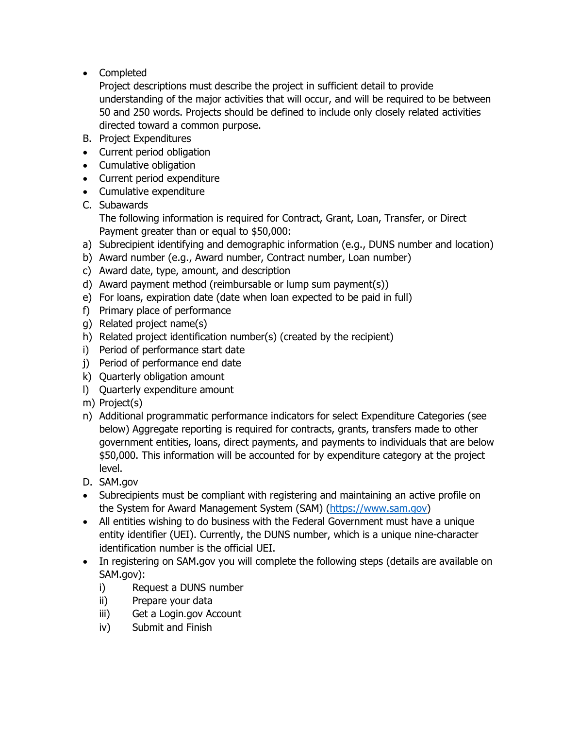- Completed

  Project descriptions must describe the project in sufficient detail to provide understanding of the major activities that will occur, and will be required to be between 50 and 250 words. Projects should be defined to include only closely related activities directed toward a common purpose.

B. Project Expenditures

- Current period obligation
- Cumulative obligation
- Current period expenditure
- Cumulative expenditure

C. Subawards

The following information is required for Contract, Grant, Loan, Transfer, or Direct Payment greater than or equal to $50,000:

a) Subrecipient identifying and demographic information (e.g., DUNS number and location)
b) Award number (e.g., Award number, Contract number, Loan number)
c) Award date, type, amount, and description
d) Award payment method (reimbursable or lump sum payment(s))
e) For loans, expiration date (date when loan expected to be paid in full)
f) Primary place of performance
g) Related project name(s)
h) Related project identification number(s) (created by the recipient)
i) Period of performance start date
j) Period of performance end date
k) Quarterly obligation amount
l) Quarterly expenditure amount
m) Project(s)
n) Additional programmatic performance indicators for select Expenditure Categories (see below) Aggregate reporting is required for contracts, grants, transfers made to other government entities, loans, direct payments, and payments to individuals that are below $50,000. This information will be accounted for by expenditure category at the project level.

D. SAM.gov

- Subrecipients must be compliant with registering and maintaining an active profile on the System for Award Management System (SAM) (https://www.sam.gov)
- All entities wishing to do business with the Federal Government must have a unique entity identifier (UEI). Currently, the DUNS number, which is a unique nine-character identification number is the official UEI.
- In registering on SAM.gov you will complete the following steps (details are available on SAM.gov):
  - i) Request a DUNS number
  - ii) Prepare your data
  - iii) Get a Login.gov Account
  - iv) Submit and Finish